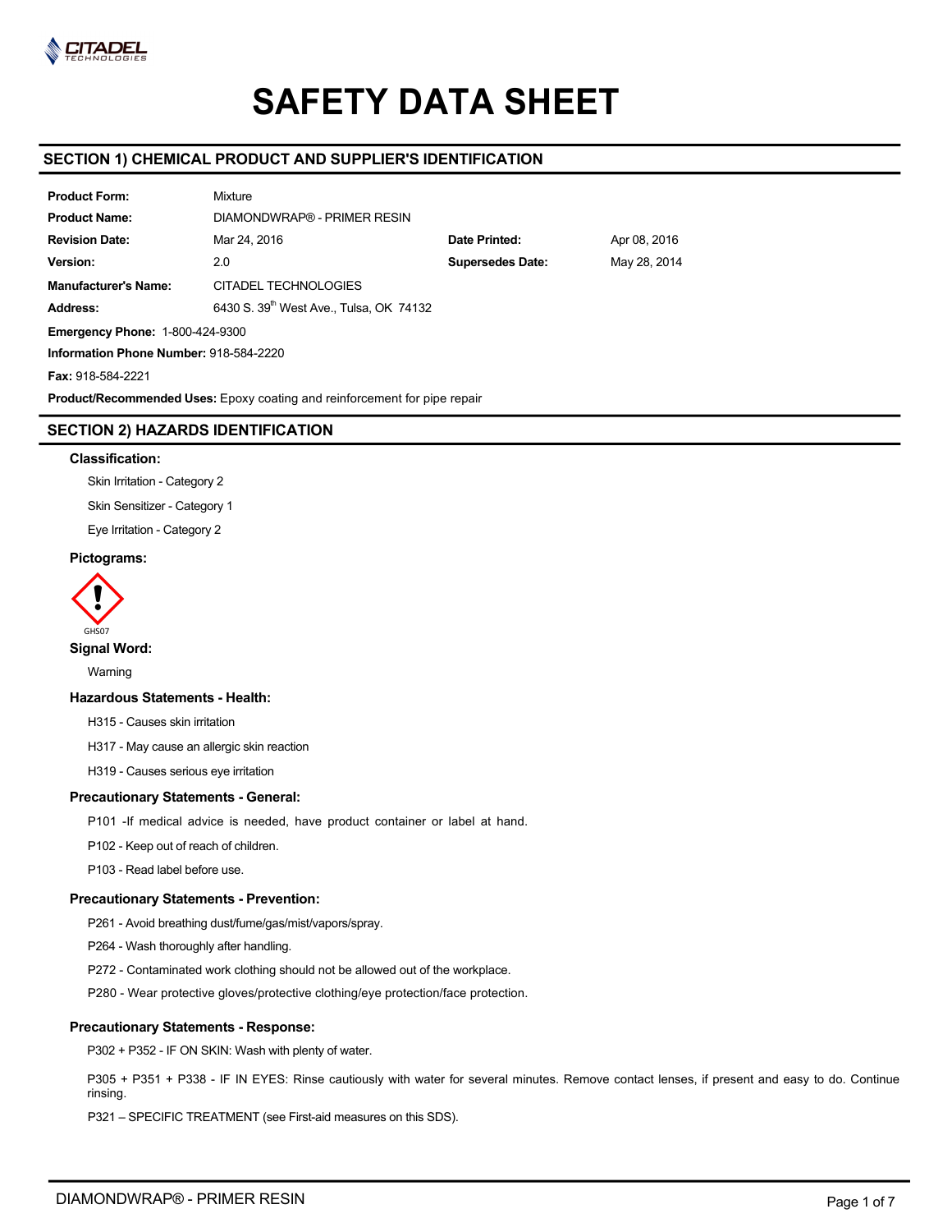# SAFETY DATA SHEET

## SECTION 1) CHEMICAL PRODUCT AND SUPPLIER'S IDENTIFICATION

| | | | |
|---|---|---|---|
| **Product Form:** | Mixture | | |
| **Product Name:** | DIAMONDWRAP® - PRIMER RESIN | | |
| **Revision Date:** | Mar 24, 2016 | **Date Printed:** | Apr 08, 2016 |
| **Version:** | 2.0 | **Supersedes Date:** | May 28, 2014 |
| **Manufacturer's Name:** | CITADEL TECHNOLOGIES | | |
| **Address:** | 6430 S. 39th West Ave., Tulsa, OK 74132 | | |

**Emergency Phone:** 1-800-424-9300

**Information Phone Number:** 918-584-2220

**Fax:** 918-584-2221

**Product/Recommended Uses:** Epoxy coating and reinforcement for pipe repair

## SECTION 2) HAZARDS IDENTIFICATION

### Classification:

Skin Irritation - Category 2

Skin Sensitizer - Category 1

Eye Irritation - Category 2

### Pictograms:

GHS07

### Signal Word:

Warning

### Hazardous Statements - Health:

H315 - Causes skin irritation

H317 - May cause an allergic skin reaction

H319 - Causes serious eye irritation

### Precautionary Statements - General:

P101 -If medical advice is needed, have product container or label at hand.

P102 - Keep out of reach of children.

P103 - Read label before use.

### Precautionary Statements - Prevention:

P261 - Avoid breathing dust/fume/gas/mist/vapors/spray.

P264 - Wash thoroughly after handling.

P272 - Contaminated work clothing should not be allowed out of the workplace.

P280 - Wear protective gloves/protective clothing/eye protection/face protection.

### Precautionary Statements - Response:

P302 + P352 - IF ON SKIN: Wash with plenty of water.

P305 + P351 + P338 - IF IN EYES: Rinse cautiously with water for several minutes. Remove contact lenses, if present and easy to do. Continue rinsing.

P321 – SPECIFIC TREATMENT (see First-aid measures on this SDS).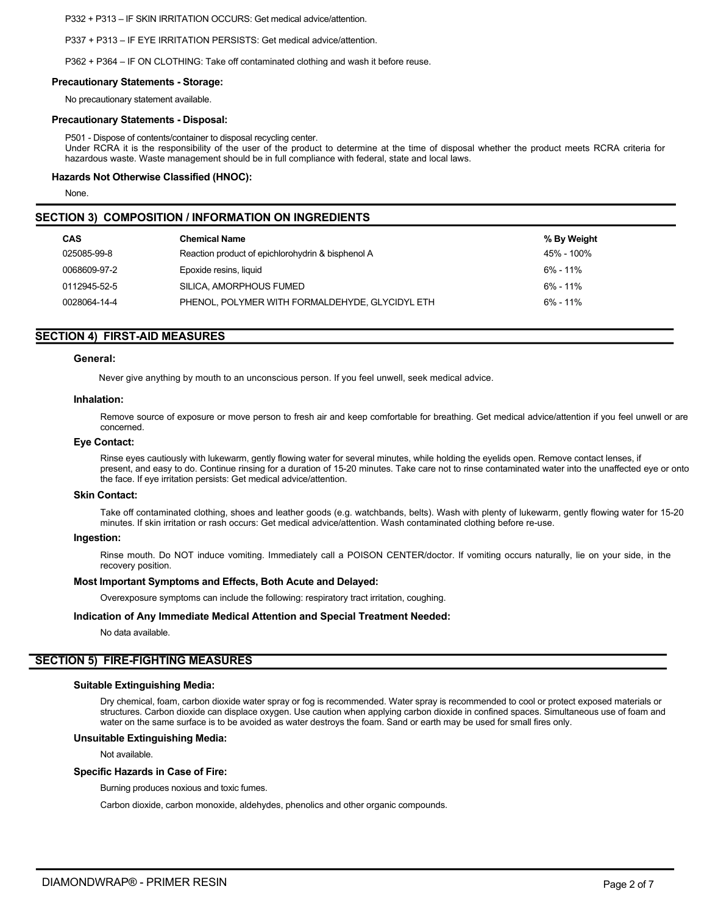P332 + P313 – IF SKIN IRRITATION OCCURS: Get medical advice/attention.

P337 + P313 – IF EYE IRRITATION PERSISTS: Get medical advice/attention.

P362 + P364 – IF ON CLOTHING: Take off contaminated clothing and wash it before reuse.

**Precautionary Statements - Storage:**

No precautionary statement available.

**Precautionary Statements - Disposal:**

P501 - Dispose of contents/container to disposal recycling center.
Under RCRA it is the responsibility of the user of the product to determine at the time of disposal whether the product meets RCRA criteria for hazardous waste. Waste management should be in full compliance with federal, state and local laws.

**Hazards Not Otherwise Classified (HNOC):**

None.

## SECTION 3) COMPOSITION / INFORMATION ON INGREDIENTS

| CAS | Chemical Name | % By Weight |
|---|---|---|
| 025085-99-8 | Reaction product of epichlorohydrin & bisphenol A | 45% - 100% |
| 0068609-97-2 | Epoxide resins, liquid | 6% - 11% |
| 0112945-52-5 | SILICA, AMORPHOUS FUMED | 6% - 11% |
| 0028064-14-4 | PHENOL, POLYMER WITH FORMALDEHYDE, GLYCIDYL ETH | 6% - 11% |

## SECTION 4) FIRST-AID MEASURES

### General:

Never give anything by mouth to an unconscious person. If you feel unwell, seek medical advice.

### Inhalation:

Remove source of exposure or move person to fresh air and keep comfortable for breathing. Get medical advice/attention if you feel unwell or are concerned.

### Eye Contact:

Rinse eyes cautiously with lukewarm, gently flowing water for several minutes, while holding the eyelids open. Remove contact lenses, if present, and easy to do. Continue rinsing for a duration of 15-20 minutes. Take care not to rinse contaminated water into the unaffected eye or onto the face. If eye irritation persists: Get medical advice/attention.

### Skin Contact:

Take off contaminated clothing, shoes and leather goods (e.g. watchbands, belts). Wash with plenty of lukewarm, gently flowing water for 15-20 minutes. If skin irritation or rash occurs: Get medical advice/attention. Wash contaminated clothing before re-use.

### Ingestion:

Rinse mouth. Do NOT induce vomiting. Immediately call a POISON CENTER/doctor. If vomiting occurs naturally, lie on your side, in the recovery position.

### Most Important Symptoms and Effects, Both Acute and Delayed:

Overexposure symptoms can include the following: respiratory tract irritation, coughing.

### Indication of Any Immediate Medical Attention and Special Treatment Needed:

No data available.

## SECTION 5) FIRE-FIGHTING MEASURES

### Suitable Extinguishing Media:

Dry chemical, foam, carbon dioxide water spray or fog is recommended. Water spray is recommended to cool or protect exposed materials or structures. Carbon dioxide can displace oxygen. Use caution when applying carbon dioxide in confined spaces. Simultaneous use of foam and water on the same surface is to be avoided as water destroys the foam. Sand or earth may be used for small fires only.

### Unsuitable Extinguishing Media:

Not available.

### Specific Hazards in Case of Fire:

Burning produces noxious and toxic fumes.

Carbon dioxide, carbon monoxide, aldehydes, phenolics and other organic compounds.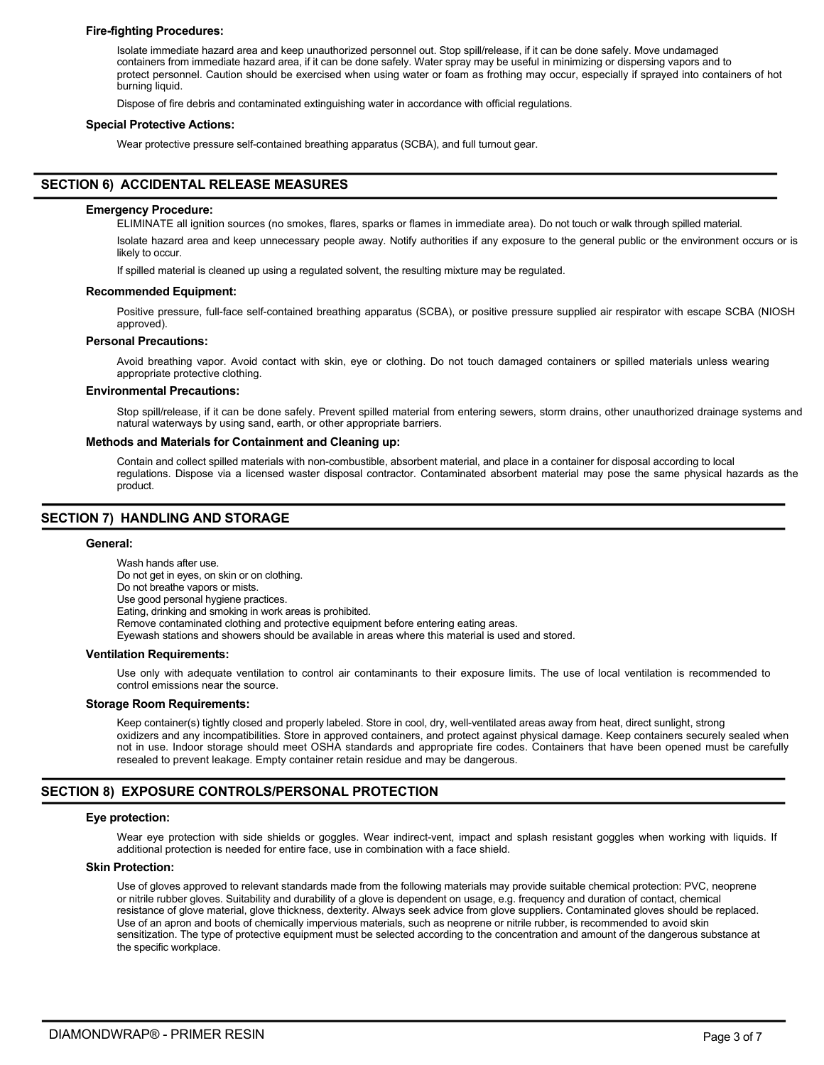### Fire-fighting Procedures:

Isolate immediate hazard area and keep unauthorized personnel out. Stop spill/release, if it can be done safely. Move undamaged containers from immediate hazard area, if it can be done safely. Water spray may be useful in minimizing or dispersing vapors and to protect personnel. Caution should be exercised when using water or foam as frothing may occur, especially if sprayed into containers of hot burning liquid.

Dispose of fire debris and contaminated extinguishing water in accordance with official regulations.

### Special Protective Actions:

Wear protective pressure self-contained breathing apparatus (SCBA), and full turnout gear.

## SECTION 6) ACCIDENTAL RELEASE MEASURES

### Emergency Procedure:

ELIMINATE all ignition sources (no smokes, flares, sparks or flames in immediate area). Do not touch or walk through spilled material.

Isolate hazard area and keep unnecessary people away. Notify authorities if any exposure to the general public or the environment occurs or is likely to occur.

If spilled material is cleaned up using a regulated solvent, the resulting mixture may be regulated.

### Recommended Equipment:

Positive pressure, full-face self-contained breathing apparatus (SCBA), or positive pressure supplied air respirator with escape SCBA (NIOSH approved).

### Personal Precautions:

Avoid breathing vapor. Avoid contact with skin, eye or clothing. Do not touch damaged containers or spilled materials unless wearing appropriate protective clothing.

### Environmental Precautions:

Stop spill/release, if it can be done safely. Prevent spilled material from entering sewers, storm drains, other unauthorized drainage systems and natural waterways by using sand, earth, or other appropriate barriers.

### Methods and Materials for Containment and Cleaning up:

Contain and collect spilled materials with non-combustible, absorbent material, and place in a container for disposal according to local regulations. Dispose via a licensed waster disposal contractor. Contaminated absorbent material may pose the same physical hazards as the product.

## SECTION 7) HANDLING AND STORAGE

### General:

Wash hands after use.
Do not get in eyes, on skin or on clothing.
Do not breathe vapors or mists.
Use good personal hygiene practices.
Eating, drinking and smoking in work areas is prohibited.
Remove contaminated clothing and protective equipment before entering eating areas.
Eyewash stations and showers should be available in areas where this material is used and stored.

### Ventilation Requirements:

Use only with adequate ventilation to control air contaminants to their exposure limits. The use of local ventilation is recommended to control emissions near the source.

### Storage Room Requirements:

Keep container(s) tightly closed and properly labeled. Store in cool, dry, well-ventilated areas away from heat, direct sunlight, strong oxidizers and any incompatibilities. Store in approved containers, and protect against physical damage. Keep containers securely sealed when not in use. Indoor storage should meet OSHA standards and appropriate fire codes. Containers that have been opened must be carefully resealed to prevent leakage. Empty container retain residue and may be dangerous.

## SECTION 8) EXPOSURE CONTROLS/PERSONAL PROTECTION

### Eye protection:

Wear eye protection with side shields or goggles. Wear indirect-vent, impact and splash resistant goggles when working with liquids. If additional protection is needed for entire face, use in combination with a face shield.

### Skin Protection:

Use of gloves approved to relevant standards made from the following materials may provide suitable chemical protection: PVC, neoprene or nitrile rubber gloves. Suitability and durability of a glove is dependent on usage, e.g. frequency and duration of contact, chemical resistance of glove material, glove thickness, dexterity. Always seek advice from glove suppliers. Contaminated gloves should be replaced. Use of an apron and boots of chemically impervious materials, such as neoprene or nitrile rubber, is recommended to avoid skin sensitization. The type of protective equipment must be selected according to the concentration and amount of the dangerous substance at the specific workplace.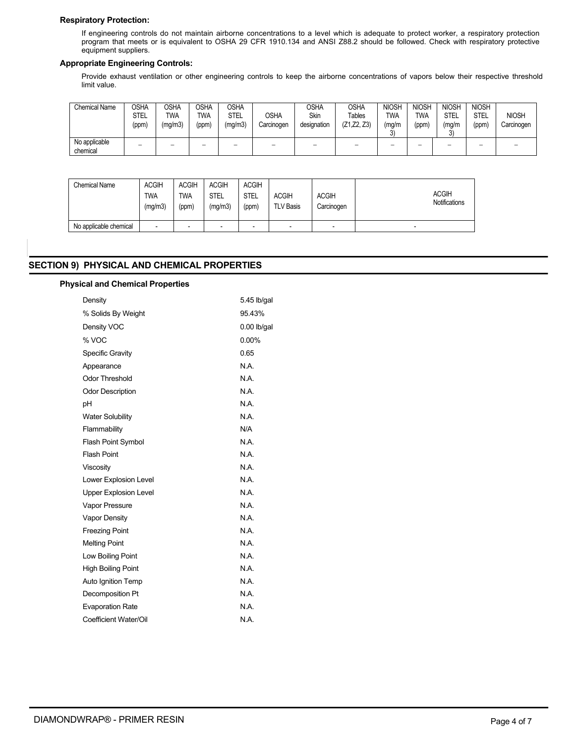**Respiratory Protection:**

If engineering controls do not maintain airborne concentrations to a level which is adequate to protect worker, a respiratory protection program that meets or is equivalent to OSHA 29 CFR 1910.134 and ANSI Z88.2 should be followed. Check with respiratory protective equipment suppliers.

**Appropriate Engineering Controls:**

Provide exhaust ventilation or other engineering controls to keep the airborne concentrations of vapors below their respective threshold limit value.

| Chemical Name | OSHA STEL (ppm) | OSHA TWA (mg/m3) | OSHA TWA (ppm) | OSHA STEL (mg/m3) | OSHA Carcinogen | OSHA Skin designation | OSHA Tables (Z1,Z2, Z3) | NIOSH TWA (mg/m 3) | NIOSH TWA (ppm) | NIOSH STEL (mg/m 3) | NIOSH STEL (ppm) | NIOSH Carcinogen |
|---|---|---|---|---|---|---|---|---|---|---|---|---|
| No applicable chemical | – | – | – | – | – | – | – | – | – | – | – | – |

| Chemical Name | ACGIH TWA (mg/m3) | ACGIH TWA (ppm) | ACGIH STEL (mg/m3) | ACGIH STEL (ppm) | ACGIH TLV Basis | ACGIH Carcinogen | ACGIH Notifications |
|---|---|---|---|---|---|---|---|
| No applicable chemical | - | - | - | - | - | - | - |

## SECTION 9) PHYSICAL AND CHEMICAL PROPERTIES

**Physical and Chemical Properties**

| | |
|---|---|
| Density | 5.45 lb/gal |
| % Solids By Weight | 95.43% |
| Density VOC | 0.00 lb/gal |
| % VOC | 0.00% |
| Specific Gravity | 0.65 |
| Appearance | N.A. |
| Odor Threshold | N.A. |
| Odor Description | N.A. |
| pH | N.A. |
| Water Solubility | N.A. |
| Flammability | N/A |
| Flash Point Symbol | N.A. |
| Flash Point | N.A. |
| Viscosity | N.A. |
| Lower Explosion Level | N.A. |
| Upper Explosion Level | N.A. |
| Vapor Pressure | N.A. |
| Vapor Density | N.A. |
| Freezing Point | N.A. |
| Melting Point | N.A. |
| Low Boiling Point | N.A. |
| High Boiling Point | N.A. |
| Auto Ignition Temp | N.A. |
| Decomposition Pt | N.A. |
| Evaporation Rate | N.A. |
| Coefficient Water/Oil | N.A. |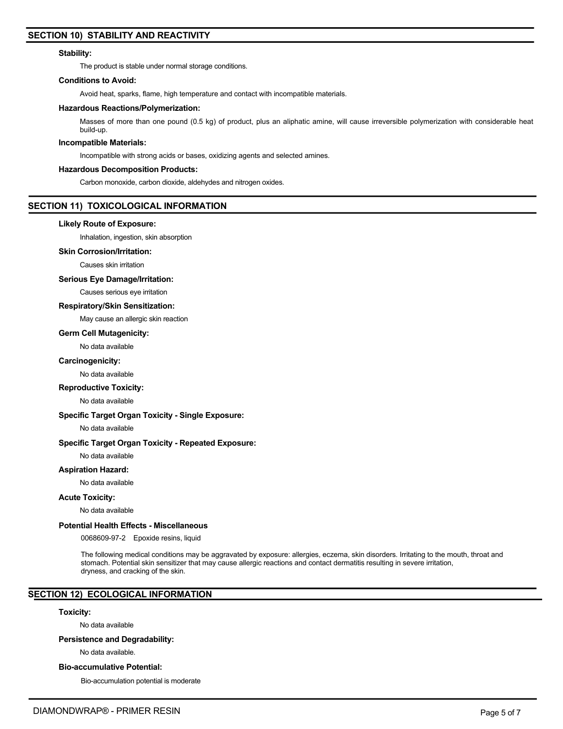## SECTION 10) STABILITY AND REACTIVITY

**Stability:**

The product is stable under normal storage conditions.

**Conditions to Avoid:**

Avoid heat, sparks, flame, high temperature and contact with incompatible materials.

**Hazardous Reactions/Polymerization:**

Masses of more than one pound (0.5 kg) of product, plus an aliphatic amine, will cause irreversible polymerization with considerable heat build-up.

**Incompatible Materials:**

Incompatible with strong acids or bases, oxidizing agents and selected amines.

**Hazardous Decomposition Products:**

Carbon monoxide, carbon dioxide, aldehydes and nitrogen oxides.

## SECTION 11) TOXICOLOGICAL INFORMATION

**Likely Route of Exposure:**

Inhalation, ingestion, skin absorption

**Skin Corrosion/Irritation:**

Causes skin irritation

**Serious Eye Damage/Irritation:**

Causes serious eye irritation

**Respiratory/Skin Sensitization:**

May cause an allergic skin reaction

**Germ Cell Mutagenicity:**

No data available

**Carcinogenicity:**

No data available

**Reproductive Toxicity:**

No data available

**Specific Target Organ Toxicity - Single Exposure:**

No data available

**Specific Target Organ Toxicity - Repeated Exposure:**

No data available

**Aspiration Hazard:**

No data available

**Acute Toxicity:**

No data available

**Potential Health Effects - Miscellaneous**

0068609-97-2 Epoxide resins, liquid

The following medical conditions may be aggravated by exposure: allergies, eczema, skin disorders. Irritating to the mouth, throat and stomach. Potential skin sensitizer that may cause allergic reactions and contact dermatitis resulting in severe irritation, dryness, and cracking of the skin.

## SECTION 12) ECOLOGICAL INFORMATION

**Toxicity:**

No data available

**Persistence and Degradability:**

No data available.

**Bio-accumulative Potential:**

Bio-accumulation potential is moderate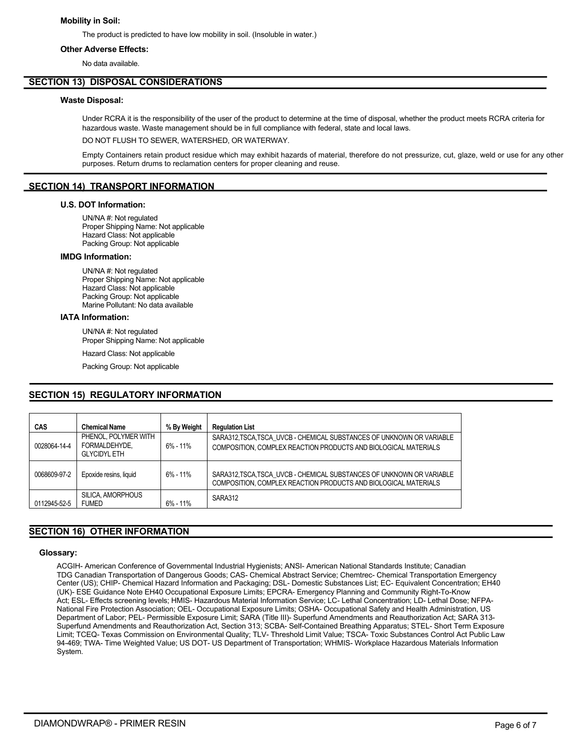**Mobility in Soil:**

The product is predicted to have low mobility in soil. (Insoluble in water.)

**Other Adverse Effects:**

No data available.

## SECTION 13) DISPOSAL CONSIDERATIONS

**Waste Disposal:**

Under RCRA it is the responsibility of the user of the product to determine at the time of disposal, whether the product meets RCRA criteria for hazardous waste. Waste management should be in full compliance with federal, state and local laws.

DO NOT FLUSH TO SEWER, WATERSHED, OR WATERWAY.

Empty Containers retain product residue which may exhibit hazards of material, therefore do not pressurize, cut, glaze, weld or use for any other purposes. Return drums to reclamation centers for proper cleaning and reuse.

## SECTION 14) TRANSPORT INFORMATION

**U.S. DOT Information:**

UN/NA #: Not regulated
Proper Shipping Name: Not applicable
Hazard Class: Not applicable
Packing Group: Not applicable

**IMDG Information:**

UN/NA #: Not regulated
Proper Shipping Name: Not applicable
Hazard Class: Not applicable
Packing Group: Not applicable
Marine Pollutant: No data available

**IATA Information:**

UN/NA #: Not regulated
Proper Shipping Name: Not applicable

Hazard Class: Not applicable

Packing Group: Not applicable

## SECTION 15) REGULATORY INFORMATION

| CAS | Chemical Name | % By Weight | Regulation List |
|---|---|---|---|
| 0028064-14-4 | PHENOL, POLYMER WITH FORMALDEHYDE, GLYCIDYL ETH | 6% - 11% | SARA312,TSCA,TSCA_UVCB - CHEMICAL SUBSTANCES OF UNKNOWN OR VARIABLE COMPOSITION, COMPLEX REACTION PRODUCTS AND BIOLOGICAL MATERIALS |
| 0068609-97-2 | Epoxide resins, liquid | 6% - 11% | SARA312,TSCA,TSCA_UVCB - CHEMICAL SUBSTANCES OF UNKNOWN OR VARIABLE COMPOSITION, COMPLEX REACTION PRODUCTS AND BIOLOGICAL MATERIALS |
| 0112945-52-5 | SILICA, AMORPHOUS FUMED | 6% - 11% | SARA312 |

## SECTION 16) OTHER INFORMATION

**Glossary:**

ACGIH- American Conference of Governmental Industrial Hygienists; ANSI- American National Standards Institute; Canadian TDG Canadian Transportation of Dangerous Goods; CAS- Chemical Abstract Service; Chemtrec- Chemical Transportation Emergency Center (US); CHIP- Chemical Hazard Information and Packaging; DSL- Domestic Substances List; EC- Equivalent Concentration; EH40 (UK)- ESE Guidance Note EH40 Occupational Exposure Limits; EPCRA- Emergency Planning and Community Right-To-Know Act; ESL- Effects screening levels; HMIS- Hazardous Material Information Service; LC- Lethal Concentration; LD- Lethal Dose; NFPA- National Fire Protection Association; OEL- Occupational Exposure Limits; OSHA- Occupational Safety and Health Administration, US Department of Labor; PEL- Permissible Exposure Limit; SARA (Title III)- Superfund Amendments and Reauthorization Act; SARA 313- Superfund Amendments and Reauthorization Act, Section 313; SCBA- Self-Contained Breathing Apparatus; STEL- Short Term Exposure Limit; TCEQ- Texas Commission on Environmental Quality; TLV- Threshold Limit Value; TSCA- Toxic Substances Control Act Public Law 94-469; TWA- Time Weighted Value; US DOT- US Department of Transportation; WHMIS- Workplace Hazardous Materials Information System.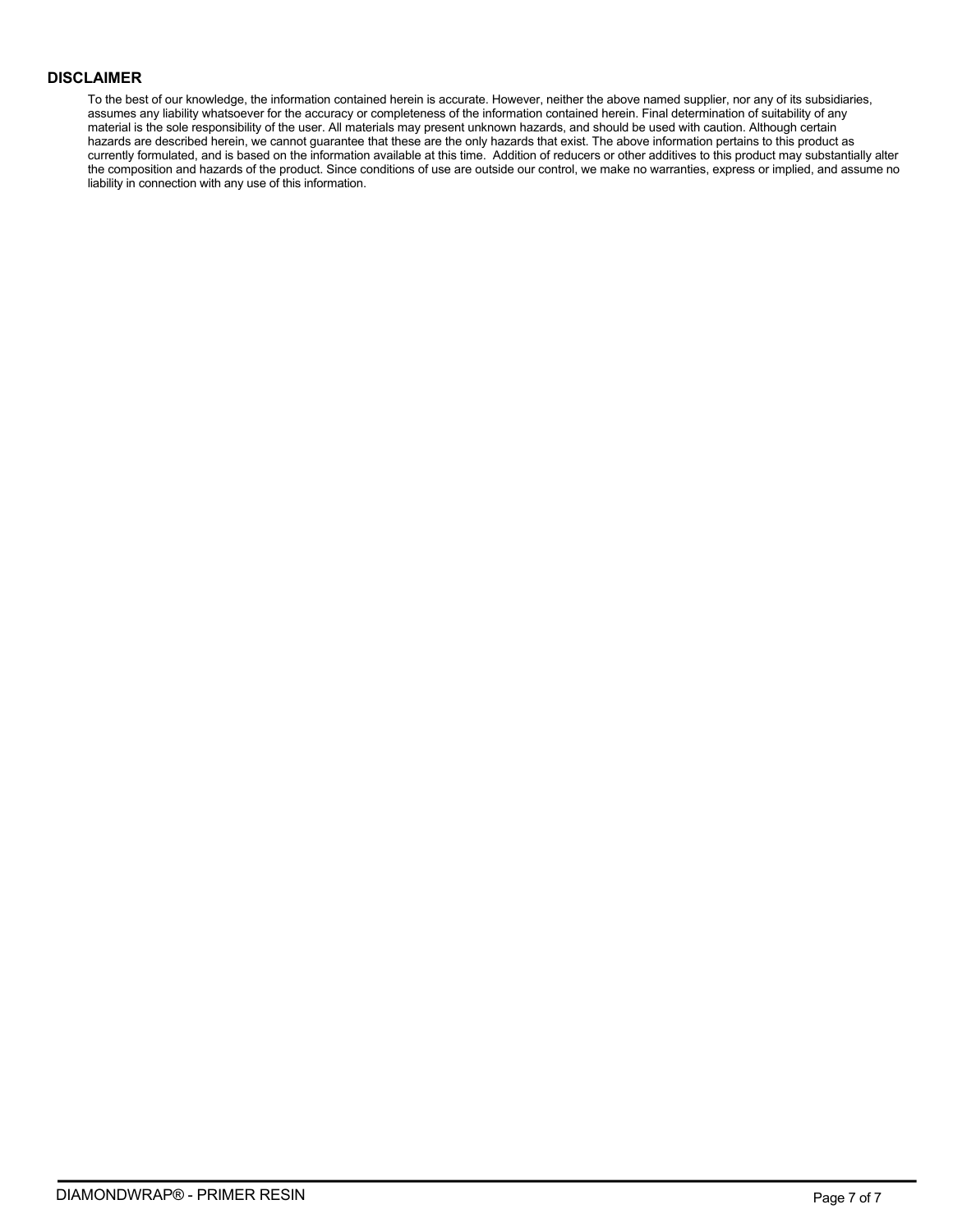## DISCLAIMER

To the best of our knowledge, the information contained herein is accurate. However, neither the above named supplier, nor any of its subsidiaries, assumes any liability whatsoever for the accuracy or completeness of the information contained herein. Final determination of suitability of any material is the sole responsibility of the user. All materials may present unknown hazards, and should be used with caution. Although certain hazards are described herein, we cannot guarantee that these are the only hazards that exist. The above information pertains to this product as currently formulated, and is based on the information available at this time. Addition of reducers or other additives to this product may substantially alter the composition and hazards of the product. Since conditions of use are outside our control, we make no warranties, express or implied, and assume no liability in connection with any use of this information.